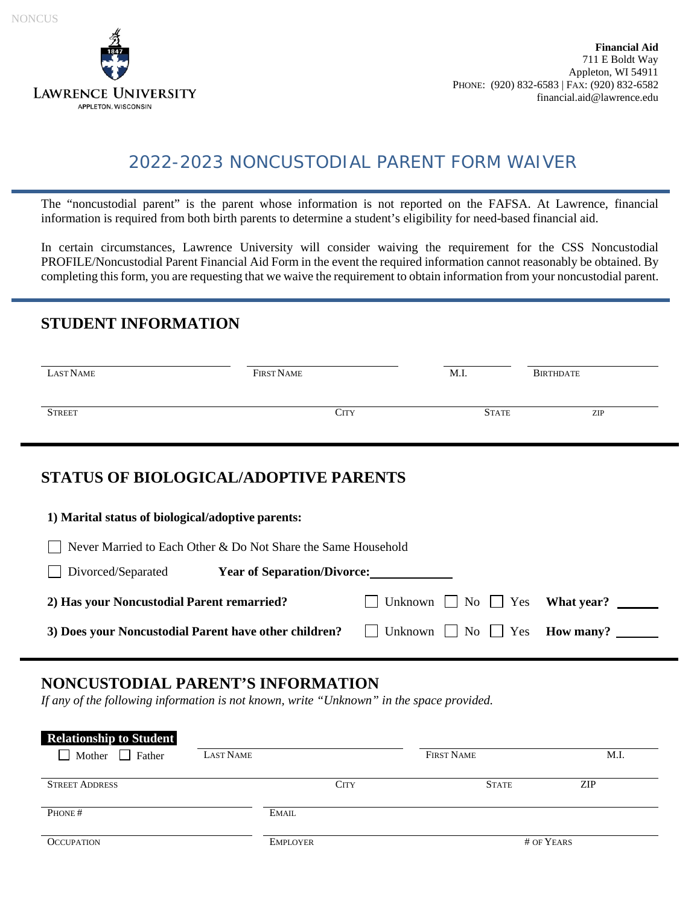NONCUS

**LAWRENCE UNIVERSITY**
APPLETON, WISCONSIN

**Financial Aid**
711 E Boldt Way
Appleton, WI 54911
PHONE: (920) 832-6583 | FAX: (920) 832-6582
financial.aid@lawrence.edu

# 2022-2023 NONCUSTODIAL PARENT FORM WAIVER

The "noncustodial parent" is the parent whose information is not reported on the FAFSA. At Lawrence, financial information is required from both birth parents to determine a student's eligibility for need-based financial aid.

In certain circumstances, Lawrence University will consider waiving the requirement for the CSS Noncustodial PROFILE/Noncustodial Parent Financial Aid Form in the event the required information cannot reasonably be obtained. By completing this form, you are requesting that we waive the requirement to obtain information from your noncustodial parent.

## STUDENT INFORMATION

LAST NAME ______ FIRST NAME ______ M.I. ______ BIRTHDATE ______

STREET ______ CITY ______ STATE ______ ZIP ______

## STATUS OF BIOLOGICAL/ADOPTIVE PARENTS

**1) Marital status of biological/adoptive parents:**

☐ Never Married to Each Other & Do Not Share the Same Household

☐ Divorced/Separated **Year of Separation/Divorce:** ______

**2) Has your Noncustodial Parent remarried?** ☐ Unknown ☐ No ☐ Yes **What year?** ______

**3) Does your Noncustodial Parent have other children?** ☐ Unknown ☐ No ☐ Yes **How many?** ______

## NONCUSTODIAL PARENT'S INFORMATION

*If any of the following information is not known, write "Unknown" in the space provided.*

**Relationship to Student**
☐ Mother ☐ Father LAST NAME ______ FIRST NAME ______ M.I. ______

STREET ADDRESS ______ CITY ______ STATE ______ ZIP ______

PHONE # ______ EMAIL ______

OCCUPATION ______ EMPLOYER ______ # OF YEARS ______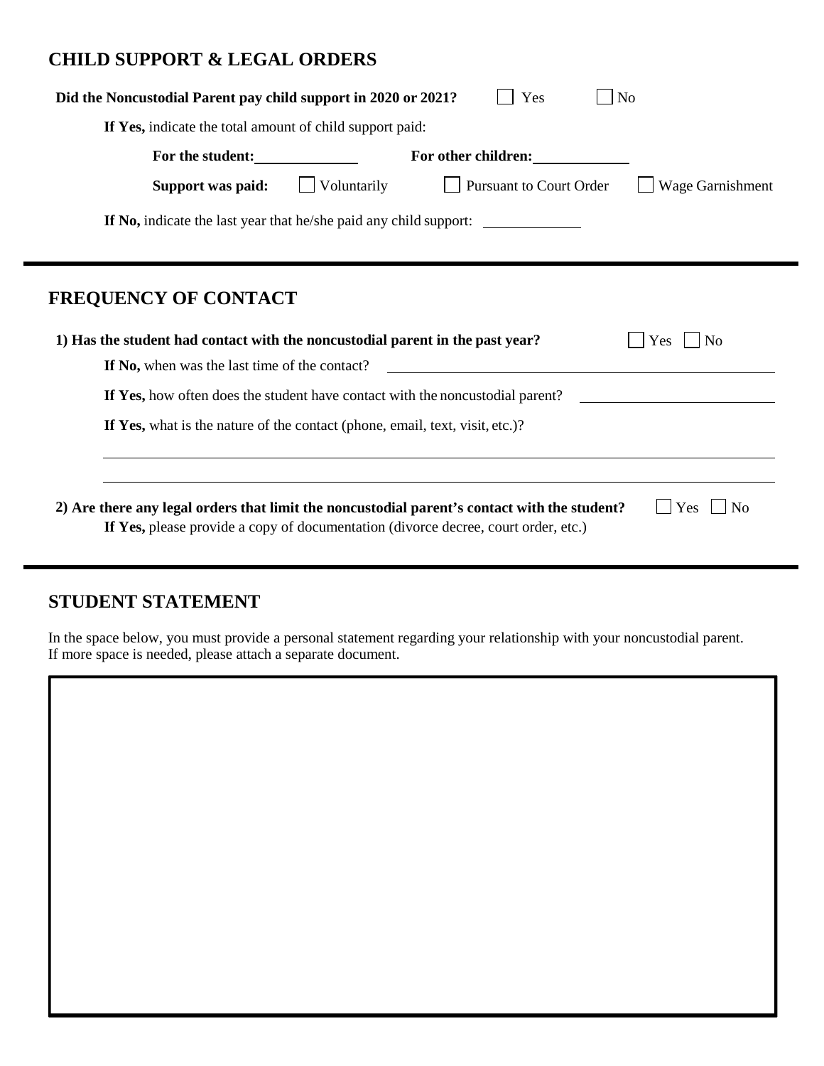## CHILD SUPPORT & LEGAL ORDERS

**Did the Noncustodial Parent pay child support in 2020 or 2021?** ☐ Yes ☐ No

**If Yes,** indicate the total amount of child support paid:

**For the student:** \_\_\_\_\_\_\_\_\_\_\_\_ **For other children:** \_\_\_\_\_\_\_\_\_\_\_\_

**Support was paid:** ☐ Voluntarily ☐ Pursuant to Court Order ☐ Wage Garnishment

**If No,** indicate the last year that he/she paid any child support: \_\_\_\_\_\_\_\_\_\_\_\_

---

## FREQUENCY OF CONTACT

**1) Has the student had contact with the noncustodial parent in the past year?** ☐ Yes ☐ No

**If No,** when was the last time of the contact? \_\_\_\_\_\_\_\_\_\_\_\_\_\_\_\_\_\_\_\_\_\_\_\_

**If Yes,** how often does the student have contact with the noncustodial parent? \_\_\_\_\_\_\_\_\_\_\_\_

**If Yes,** what is the nature of the contact (phone, email, text, visit, etc.)?

\_\_\_\_\_\_\_\_\_\_\_\_\_\_\_\_\_\_\_\_\_\_\_\_\_\_\_\_\_\_\_\_\_\_\_\_\_\_\_\_\_\_\_\_\_\_\_\_

\_\_\_\_\_\_\_\_\_\_\_\_\_\_\_\_\_\_\_\_\_\_\_\_\_\_\_\_\_\_\_\_\_\_\_\_\_\_\_\_\_\_\_\_\_\_\_\_

**2) Are there any legal orders that limit the noncustodial parent's contact with the student?** ☐ Yes ☐ No

**If Yes,** please provide a copy of documentation (divorce decree, court order, etc.)

---

## STUDENT STATEMENT

In the space below, you must provide a personal statement regarding your relationship with your noncustodial parent. If more space is needed, please attach a separate document.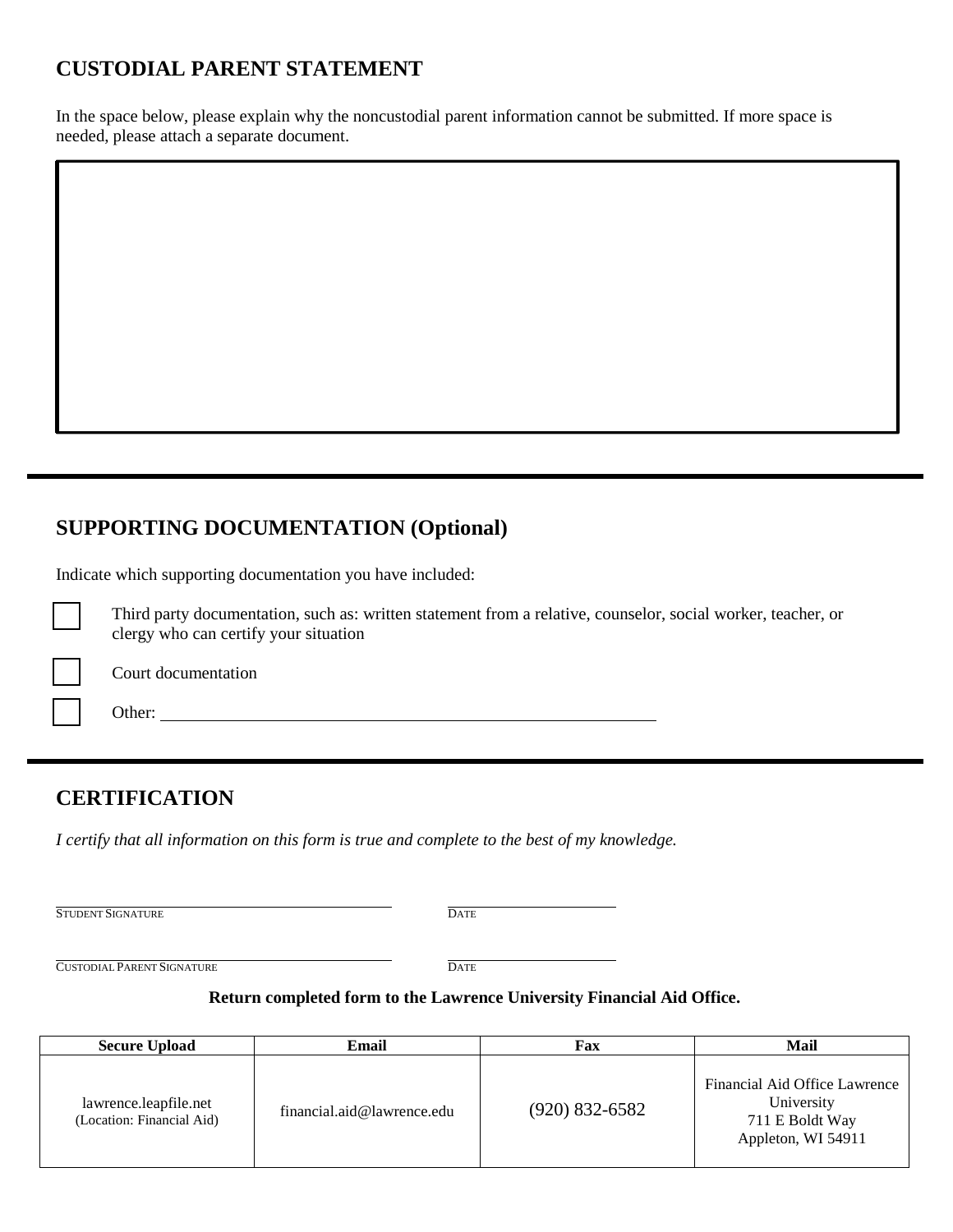## CUSTODIAL PARENT STATEMENT

In the space below, please explain why the noncustodial parent information cannot be submitted. If more space is needed, please attach a separate document.

## SUPPORTING DOCUMENTATION (Optional)

Indicate which supporting documentation you have included:

- [ ] Third party documentation, such as: written statement from a relative, counselor, social worker, teacher, or clergy who can certify your situation
- [ ] Court documentation
- [ ] Other: ____________________________________________

## CERTIFICATION

*I certify that all information on this form is true and complete to the best of my knowledge.*

______________________________ ______________
STUDENT SIGNATURE DATE

______________________________ ______________
CUSTODIAL PARENT SIGNATURE DATE

**Return completed form to the Lawrence University Financial Aid Office.**

| Secure Upload | Email | Fax | Mail |
|---|---|---|---|
| lawrence.leapfile.net (Location: Financial Aid) | financial.aid@lawrence.edu | (920) 832-6582 | Financial Aid Office Lawrence University 711 E Boldt Way Appleton, WI 54911 |